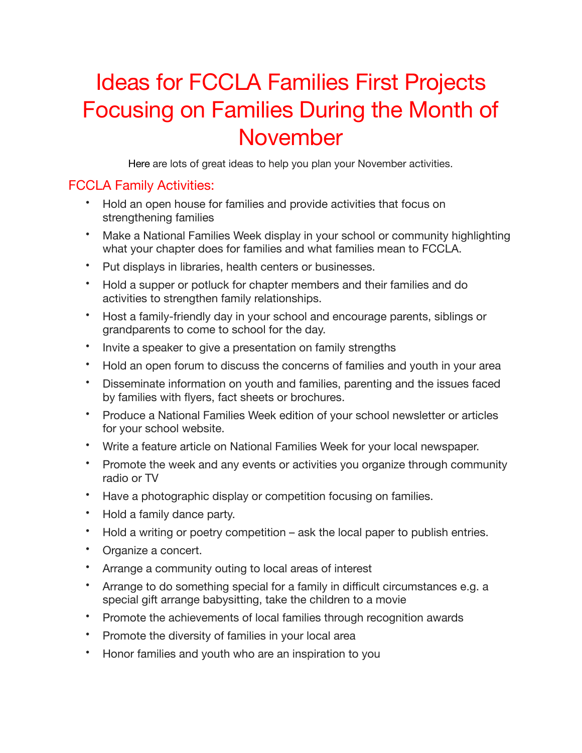# Ideas for FCCLA Families First Projects Focusing on Families During the Month of November

Here are lots of great ideas to help you plan your November activities.

## FCCLA Family Activities:

- Hold an open house for families and provide activities that focus on strengthening families
- Make a National Families Week display in your school or community highlighting what your chapter does for families and what families mean to FCCLA.
- Put displays in libraries, health centers or businesses.
- Hold a supper or potluck for chapter members and their families and do activities to strengthen family relationships.
- Host a family-friendly day in your school and encourage parents, siblings or grandparents to come to school for the day.
- Invite a speaker to give a presentation on family strengths
- Hold an open forum to discuss the concerns of families and youth in your area
- Disseminate information on youth and families, parenting and the issues faced by families with flyers, fact sheets or brochures.
- Produce a National Families Week edition of your school newsletter or articles for your school website.
- Write a feature article on National Families Week for your local newspaper.
- Promote the week and any events or activities you organize through community radio or TV
- Have a photographic display or competition focusing on families.
- Hold a family dance party.
- Hold a writing or poetry competition – ask the local paper to publish entries.
- Organize a concert.
- Arrange a community outing to local areas of interest
- Arrange to do something special for a family in difficult circumstances e.g. a special gift arrange babysitting, take the children to a movie
- Promote the achievements of local families through recognition awards
- Promote the diversity of families in your local area
- Honor families and youth who are an inspiration to you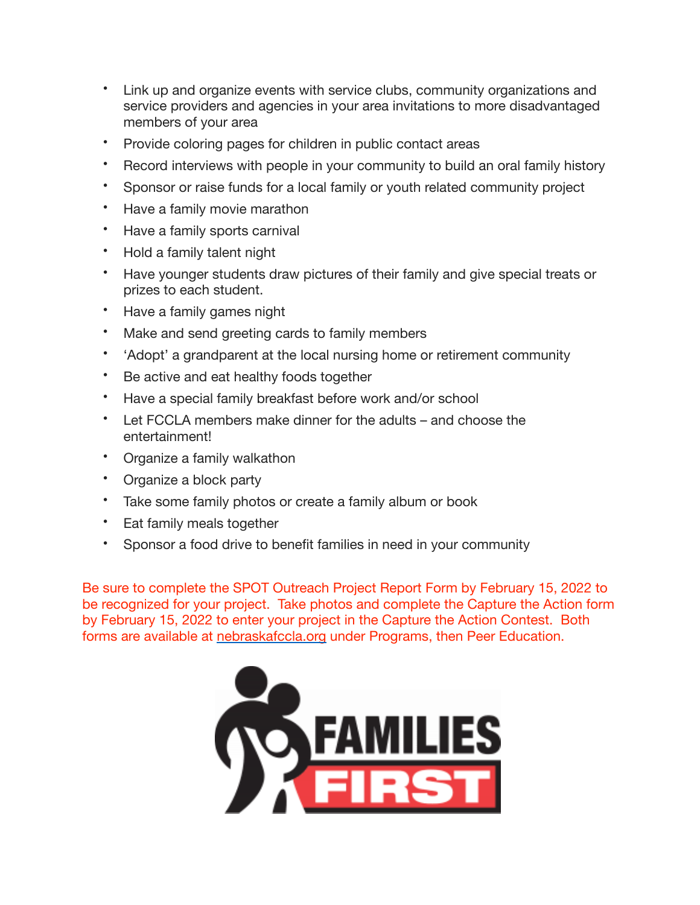- Link up and organize events with service clubs, community organizations and service providers and agencies in your area invitations to more disadvantaged members of your area
- Provide coloring pages for children in public contact areas
- Record interviews with people in your community to build an oral family history
- Sponsor or raise funds for a local family or youth related community project
- Have a family movie marathon
- Have a family sports carnival
- Hold a family talent night
- Have younger students draw pictures of their family and give special treats or prizes to each student.
- Have a family games night
- Make and send greeting cards to family members
- 'Adopt' a grandparent at the local nursing home or retirement community
- Be active and eat healthy foods together
- Have a special family breakfast before work and/or school
- Let FCCLA members make dinner for the adults – and choose the entertainment!
- Organize a family walkathon
- Organize a block party
- Take some family photos or create a family album or book
- Eat family meals together
- Sponsor a food drive to benefit families in need in your community

Be sure to complete the SPOT Outreach Project Report Form by February 15, 2022 to be recognized for your project. Take photos and complete the Capture the Action form by February 15, 2022 to enter your project in the Capture the Action Contest. Both forms are available at nebraskafccla.org under Programs, then Peer Education.

FAMILIES FIRST